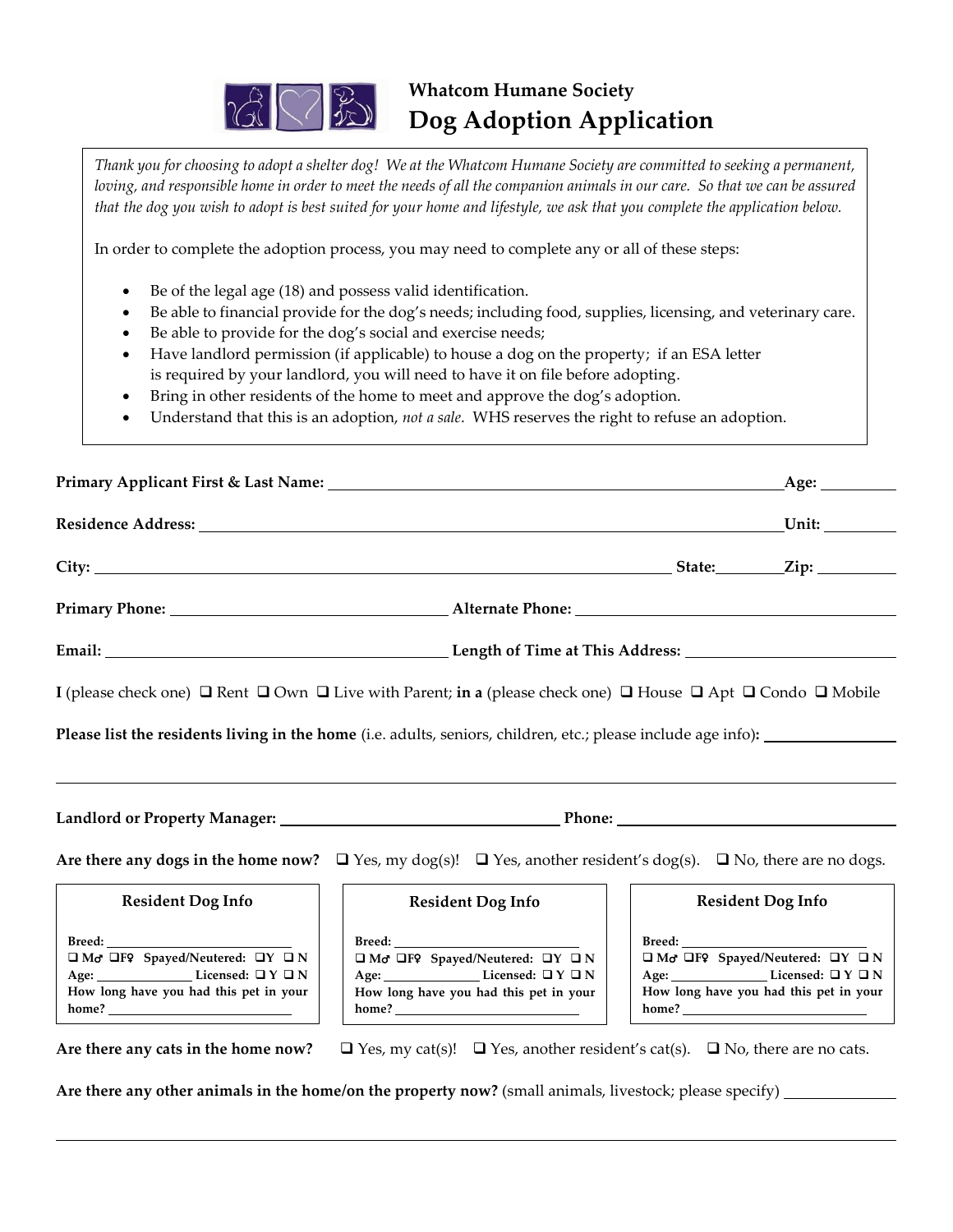# Whatcom Humane Society
## Dog Adoption Application

*Thank you for choosing to adopt a shelter dog! We at the Whatcom Humane Society are committed to seeking a permanent, loving, and responsible home in order to meet the needs of all the companion animals in our care. So that we can be assured that the dog you wish to adopt is best suited for your home and lifestyle, we ask that you complete the application below.*

In order to complete the adoption process, you may need to complete any or all of these steps:

- Be of the legal age (18) and possess valid identification.
- Be able to financial provide for the dog's needs; including food, supplies, licensing, and veterinary care.
- Be able to provide for the dog's social and exercise needs;
- Have landlord permission (if applicable) to house a dog on the property; if an ESA letter is required by your landlord, you will need to have it on file before adopting.
- Bring in other residents of the home to meet and approve the dog's adoption.
- Understand that this is an adoption, *not a sale*. WHS reserves the right to refuse an adoption.

**Primary Applicant First & Last Name:** ______________________ **Age:** ________

**Residence Address:** ______________________ **Unit:** ________

**City:** ______________________ **State:** ________ **Zip:** ________

**Primary Phone:** ______________________ **Alternate Phone:** ______________________

**Email:** ______________________ **Length of Time at This Address:** ______________________

**I** (please check one) ❑ Rent ❑ Own ❑ Live with Parent; **in a** (please check one) ❑ House ❑ Apt ❑ Condo ❑ Mobile

**Please list the residents living in the home** (i.e. adults, seniors, children, etc.; please include age info)**:** ______________________

______________________________________________

**Landlord or Property Manager:** ______________________ **Phone:** ______________________

**Are there any dogs in the home now?** ❑ Yes, my dog(s)! ❑ Yes, another resident's dog(s). ❑ No, there are no dogs.

| Resident Dog Info | Resident Dog Info | Resident Dog Info |
|---|---|---|
| **Breed:** ________ | **Breed:** ________ | **Breed:** ________ |
| ❑ M♂ ❑F♀ **Spayed/Neutered:** ❑Y ❑ N | ❑ M♂ ❑F♀ **Spayed/Neutered:** ❑Y ❑ N | ❑ M♂ ❑F♀ **Spayed/Neutered:** ❑Y ❑ N |
| **Age:** ________ **Licensed:** ❑ Y ❑ N | **Age:** ________ **Licensed:** ❑ Y ❑ N | **Age:** ________ **Licensed:** ❑ Y ❑ N |
| **How long have you had this pet in your home?** ________ | **How long have you had this pet in your home?** ________ | **How long have you had this pet in your home?** ________ |

**Are there any cats in the home now?** ❑ Yes, my cat(s)! ❑ Yes, another resident's cat(s). ❑ No, there are no cats.

**Are there any other animals in the home/on the property now?** (small animals, livestock; please specify) ________

______________________________________________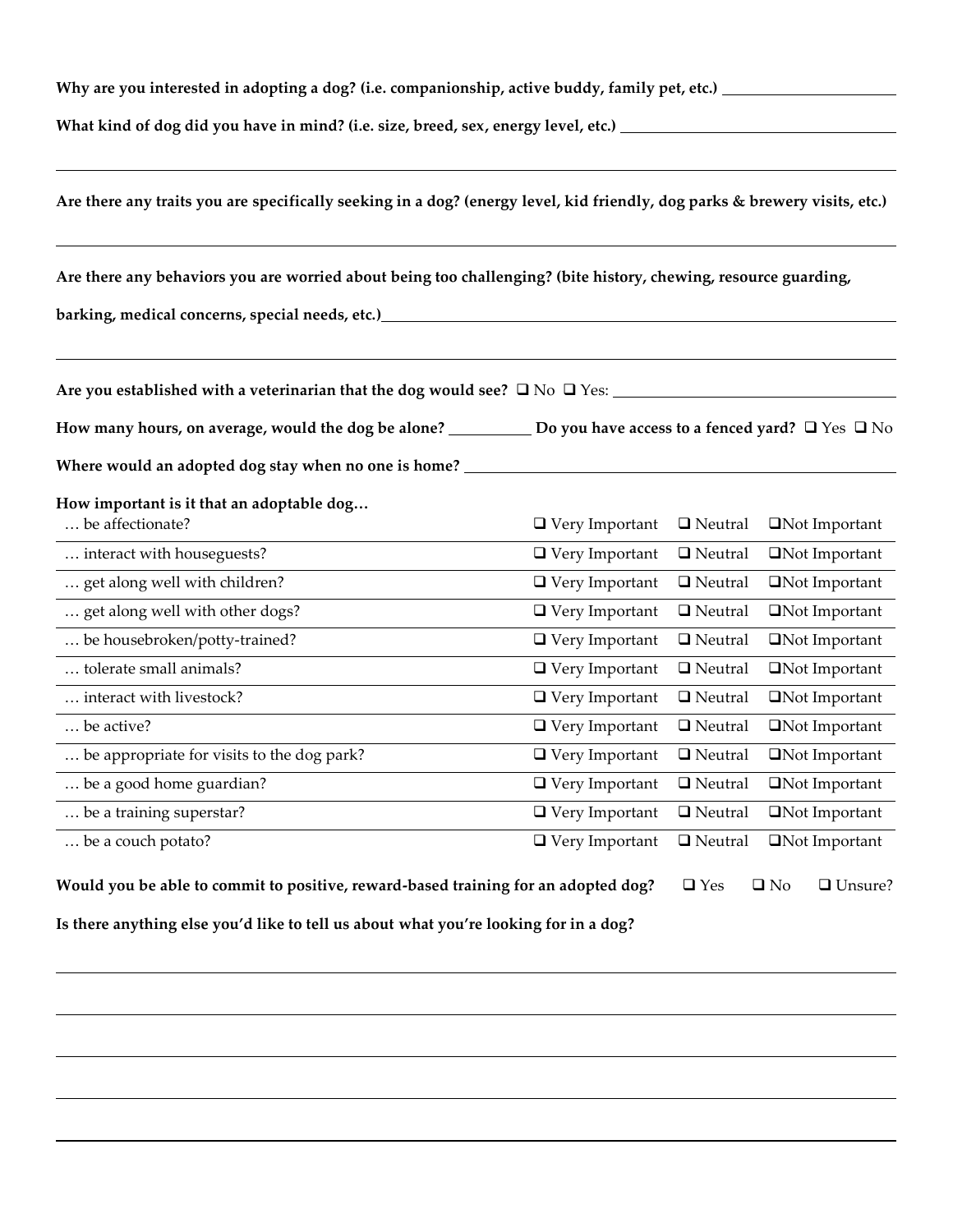**Why are you interested in adopting a dog? (i.e. companionship, active buddy, family pet, etc.)** ____________________

**What kind of dog did you have in mind? (i.e. size, breed, sex, energy level, etc.)** ____________________

____________________

**Are there any traits you are specifically seeking in a dog? (energy level, kid friendly, dog parks & brewery visits, etc.)**

____________________

**Are there any behaviors you are worried about being too challenging? (bite history, chewing, resource guarding, barking, medical concerns, special needs, etc.)** ____________________

____________________

**Are you established with a veterinarian that the dog would see?** ❑ No ❑ Yes: ____________________

**How many hours, on average, would the dog be alone?** __________ **Do you have access to a fenced yard?** ❑ Yes ❑ No

**Where would an adopted dog stay when no one is home?** ____________________

**How important is it that an adoptable dog…**

| | | | |
|---|---|---|---|
| … be affectionate? | ❑ Very Important | ❑ Neutral | ❑Not Important |
| … interact with houseguests? | ❑ Very Important | ❑ Neutral | ❑Not Important |
| … get along well with children? | ❑ Very Important | ❑ Neutral | ❑Not Important |
| … get along well with other dogs? | ❑ Very Important | ❑ Neutral | ❑Not Important |
| … be housebroken/potty-trained? | ❑ Very Important | ❑ Neutral | ❑Not Important |
| … tolerate small animals? | ❑ Very Important | ❑ Neutral | ❑Not Important |
| … interact with livestock? | ❑ Very Important | ❑ Neutral | ❑Not Important |
| … be active? | ❑ Very Important | ❑ Neutral | ❑Not Important |
| … be appropriate for visits to the dog park? | ❑ Very Important | ❑ Neutral | ❑Not Important |
| … be a good home guardian? | ❑ Very Important | ❑ Neutral | ❑Not Important |
| … be a training superstar? | ❑ Very Important | ❑ Neutral | ❑Not Important |
| … be a couch potato? | ❑ Very Important | ❑ Neutral | ❑Not Important |

**Would you be able to commit to positive, reward-based training for an adopted dog?** ❑ Yes ❑ No ❑ Unsure?

**Is there anything else you'd like to tell us about what you're looking for in a dog?**

____________________

____________________

____________________

____________________

____________________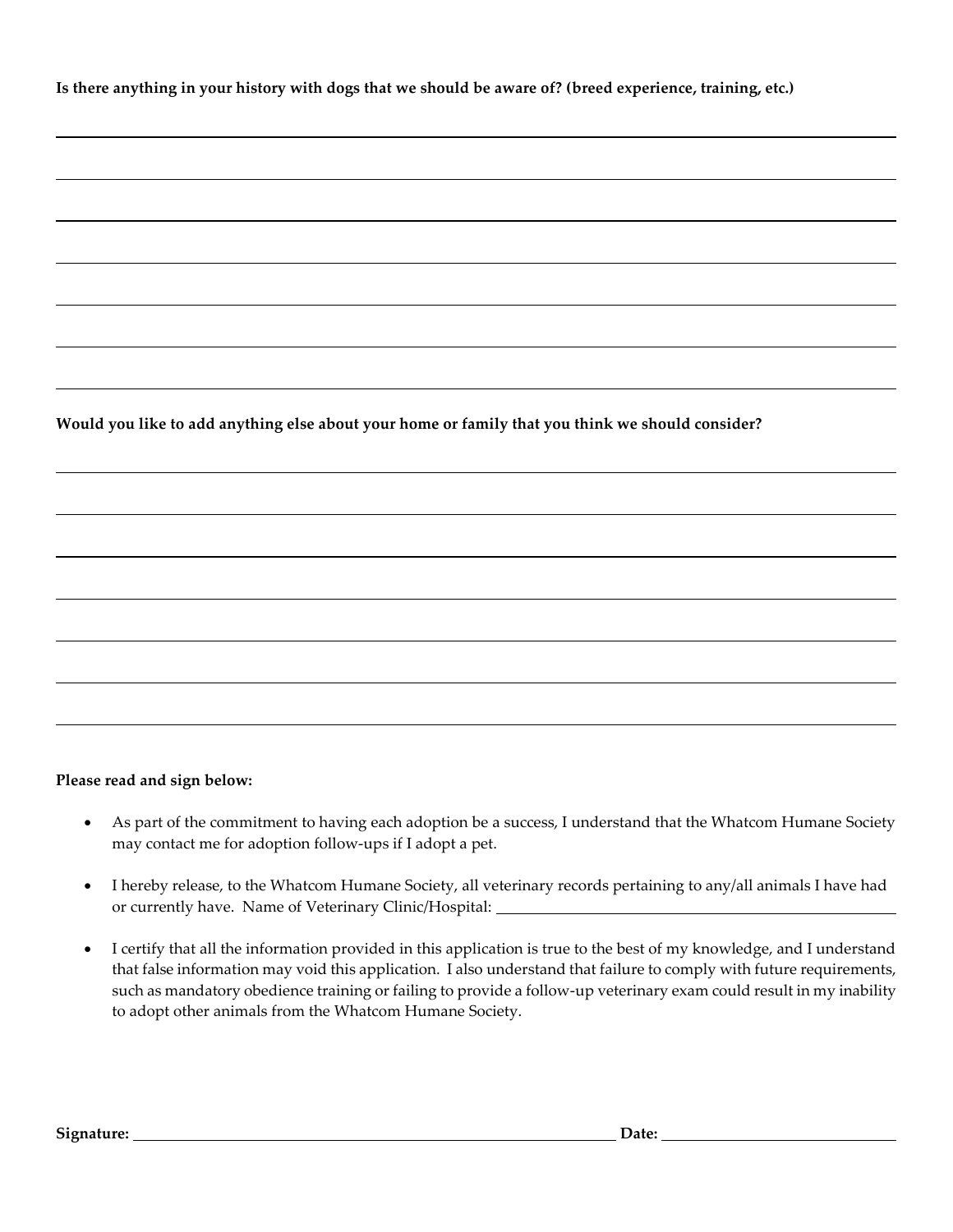**Is there anything in your history with dogs that we should be aware of? (breed experience, training, etc.)**

\_\_\_\_\_\_\_\_\_\_\_\_\_\_\_\_\_\_\_\_\_\_\_\_\_\_\_\_\_\_\_\_\_\_\_\_\_\_\_\_\_\_\_\_\_\_\_\_\_\_\_\_\_\_\_\_\_\_\_\_\_\_\_\_\_\_\_\_\_\_\_\_\_\_\_\_\_\_

\_\_\_\_\_\_\_\_\_\_\_\_\_\_\_\_\_\_\_\_\_\_\_\_\_\_\_\_\_\_\_\_\_\_\_\_\_\_\_\_\_\_\_\_\_\_\_\_\_\_\_\_\_\_\_\_\_\_\_\_\_\_\_\_\_\_\_\_\_\_\_\_\_\_\_\_\_\_

\_\_\_\_\_\_\_\_\_\_\_\_\_\_\_\_\_\_\_\_\_\_\_\_\_\_\_\_\_\_\_\_\_\_\_\_\_\_\_\_\_\_\_\_\_\_\_\_\_\_\_\_\_\_\_\_\_\_\_\_\_\_\_\_\_\_\_\_\_\_\_\_\_\_\_\_\_\_

\_\_\_\_\_\_\_\_\_\_\_\_\_\_\_\_\_\_\_\_\_\_\_\_\_\_\_\_\_\_\_\_\_\_\_\_\_\_\_\_\_\_\_\_\_\_\_\_\_\_\_\_\_\_\_\_\_\_\_\_\_\_\_\_\_\_\_\_\_\_\_\_\_\_\_\_\_\_

\_\_\_\_\_\_\_\_\_\_\_\_\_\_\_\_\_\_\_\_\_\_\_\_\_\_\_\_\_\_\_\_\_\_\_\_\_\_\_\_\_\_\_\_\_\_\_\_\_\_\_\_\_\_\_\_\_\_\_\_\_\_\_\_\_\_\_\_\_\_\_\_\_\_\_\_\_\_

\_\_\_\_\_\_\_\_\_\_\_\_\_\_\_\_\_\_\_\_\_\_\_\_\_\_\_\_\_\_\_\_\_\_\_\_\_\_\_\_\_\_\_\_\_\_\_\_\_\_\_\_\_\_\_\_\_\_\_\_\_\_\_\_\_\_\_\_\_\_\_\_\_\_\_\_\_\_

\_\_\_\_\_\_\_\_\_\_\_\_\_\_\_\_\_\_\_\_\_\_\_\_\_\_\_\_\_\_\_\_\_\_\_\_\_\_\_\_\_\_\_\_\_\_\_\_\_\_\_\_\_\_\_\_\_\_\_\_\_\_\_\_\_\_\_\_\_\_\_\_\_\_\_\_\_\_

**Would you like to add anything else about your home or family that you think we should consider?**

\_\_\_\_\_\_\_\_\_\_\_\_\_\_\_\_\_\_\_\_\_\_\_\_\_\_\_\_\_\_\_\_\_\_\_\_\_\_\_\_\_\_\_\_\_\_\_\_\_\_\_\_\_\_\_\_\_\_\_\_\_\_\_\_\_\_\_\_\_\_\_\_\_\_\_\_\_\_

\_\_\_\_\_\_\_\_\_\_\_\_\_\_\_\_\_\_\_\_\_\_\_\_\_\_\_\_\_\_\_\_\_\_\_\_\_\_\_\_\_\_\_\_\_\_\_\_\_\_\_\_\_\_\_\_\_\_\_\_\_\_\_\_\_\_\_\_\_\_\_\_\_\_\_\_\_\_

\_\_\_\_\_\_\_\_\_\_\_\_\_\_\_\_\_\_\_\_\_\_\_\_\_\_\_\_\_\_\_\_\_\_\_\_\_\_\_\_\_\_\_\_\_\_\_\_\_\_\_\_\_\_\_\_\_\_\_\_\_\_\_\_\_\_\_\_\_\_\_\_\_\_\_\_\_\_

\_\_\_\_\_\_\_\_\_\_\_\_\_\_\_\_\_\_\_\_\_\_\_\_\_\_\_\_\_\_\_\_\_\_\_\_\_\_\_\_\_\_\_\_\_\_\_\_\_\_\_\_\_\_\_\_\_\_\_\_\_\_\_\_\_\_\_\_\_\_\_\_\_\_\_\_\_\_

\_\_\_\_\_\_\_\_\_\_\_\_\_\_\_\_\_\_\_\_\_\_\_\_\_\_\_\_\_\_\_\_\_\_\_\_\_\_\_\_\_\_\_\_\_\_\_\_\_\_\_\_\_\_\_\_\_\_\_\_\_\_\_\_\_\_\_\_\_\_\_\_\_\_\_\_\_\_

\_\_\_\_\_\_\_\_\_\_\_\_\_\_\_\_\_\_\_\_\_\_\_\_\_\_\_\_\_\_\_\_\_\_\_\_\_\_\_\_\_\_\_\_\_\_\_\_\_\_\_\_\_\_\_\_\_\_\_\_\_\_\_\_\_\_\_\_\_\_\_\_\_\_\_\_\_\_

\_\_\_\_\_\_\_\_\_\_\_\_\_\_\_\_\_\_\_\_\_\_\_\_\_\_\_\_\_\_\_\_\_\_\_\_\_\_\_\_\_\_\_\_\_\_\_\_\_\_\_\_\_\_\_\_\_\_\_\_\_\_\_\_\_\_\_\_\_\_\_\_\_\_\_\_\_\_

**Please read and sign below:**

- As part of the commitment to having each adoption be a success, I understand that the Whatcom Humane Society may contact me for adoption follow-ups if I adopt a pet.
- I hereby release, to the Whatcom Humane Society, all veterinary records pertaining to any/all animals I have had or currently have. Name of Veterinary Clinic/Hospital: \_\_\_\_\_\_\_\_\_\_\_\_\_\_\_\_\_\_\_\_\_\_\_\_\_\_\_\_\_\_\_\_\_\_\_\_
- I certify that all the information provided in this application is true to the best of my knowledge, and I understand that false information may void this application. I also understand that failure to comply with future requirements, such as mandatory obedience training or failing to provide a follow-up veterinary exam could result in my inability to adopt other animals from the Whatcom Humane Society.

**Signature:** \_\_\_\_\_\_\_\_\_\_\_\_\_\_\_\_\_\_\_\_\_\_\_\_\_\_\_\_\_\_\_\_\_\_\_\_\_\_\_\_\_\_\_\_ **Date:** \_\_\_\_\_\_\_\_\_\_\_\_\_\_\_\_\_\_\_\_\_\_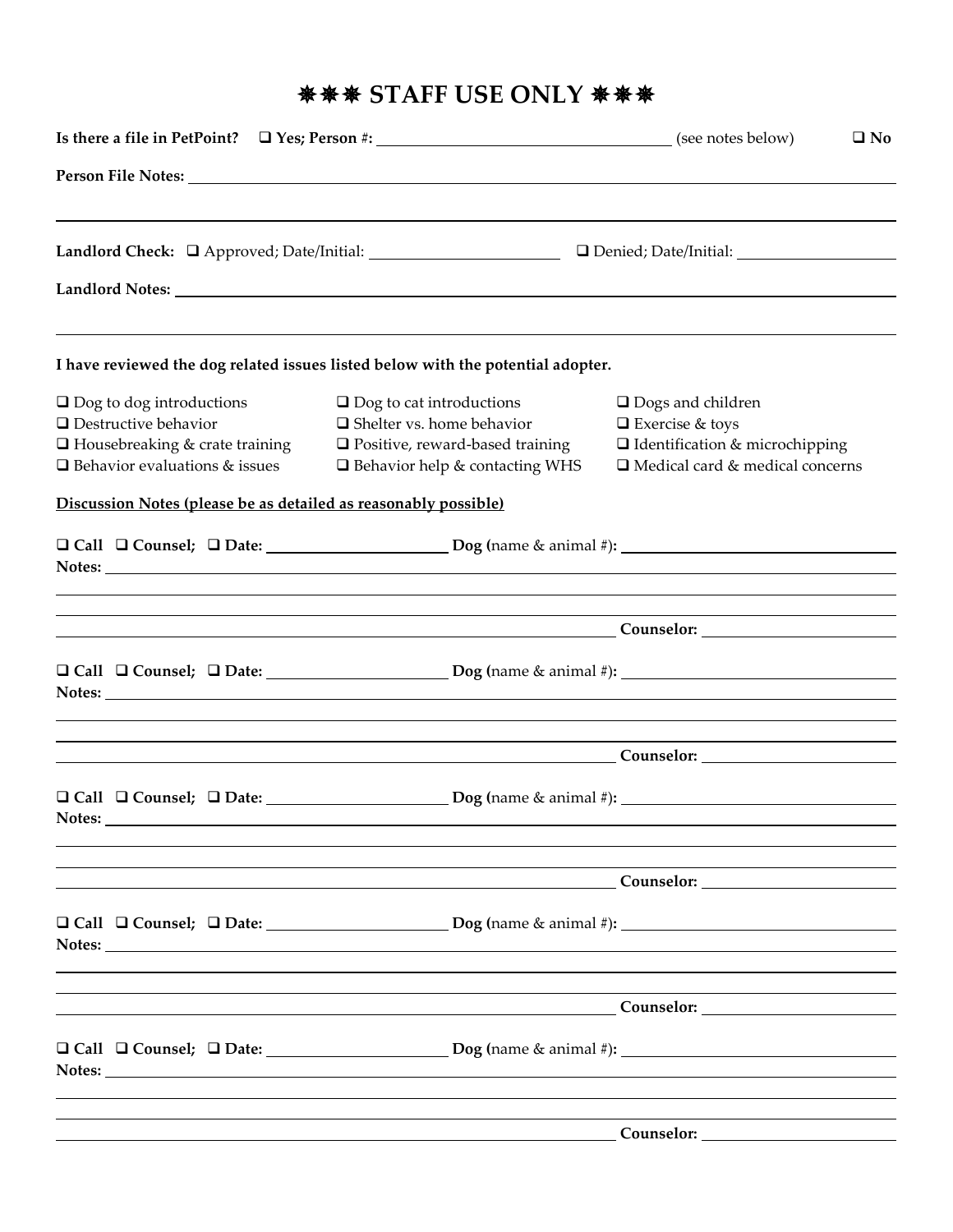# ✵✵✵ STAFF USE ONLY ✵✵✵

**Is there a file in PetPoint?** ❑ **Yes; Person #:** ______________________ (see notes below) ❑ **No**

**Person File Notes:** ______________________________________________

______________________________________________

**Landlord Check:** ❑ Approved; Date/Initial: ______________ ❑ Denied; Date/Initial: ______________

**Landlord Notes:** ______________________________________________

______________________________________________

**I have reviewed the dog related issues listed below with the potential adopter.**

- ❑ Dog to dog introductions
- ❑ Destructive behavior
- ❑ Housebreaking & crate training
- ❑ Behavior evaluations & issues
- ❑ Dog to cat introductions
- ❑ Shelter vs. home behavior
- ❑ Positive, reward-based training
- ❑ Behavior help & contacting WHS
- ❑ Dogs and children
- ❑ Exercise & toys
- ❑ Identification & microchipping
- ❑ Medical card & medical concerns

<u>**Discussion Notes (please be as detailed as reasonably possible)**</u>

❑ **Call** ❑ **Counsel;** ❑ **Date:** ______________ **Dog (**name & animal #)**:** ______________
**Notes:** ______________________________________________

______________________________________________

______________________________________________ **Counselor:** ______________

❑ **Call** ❑ **Counsel;** ❑ **Date:** ______________ **Dog (**name & animal #)**:** ______________
**Notes:** ______________________________________________

______________________________________________

______________________________________________ **Counselor:** ______________

❑ **Call** ❑ **Counsel;** ❑ **Date:** ______________ **Dog (**name & animal #)**:** ______________
**Notes:** ______________________________________________

______________________________________________

______________________________________________ **Counselor:** ______________

❑ **Call** ❑ **Counsel;** ❑ **Date:** ______________ **Dog (**name & animal #)**:** ______________
**Notes:** ______________________________________________

______________________________________________

______________________________________________ **Counselor:** ______________

❑ **Call** ❑ **Counsel;** ❑ **Date:** ______________ **Dog (**name & animal #)**:** ______________
**Notes:** ______________________________________________

______________________________________________

______________________________________________ **Counselor:** ______________